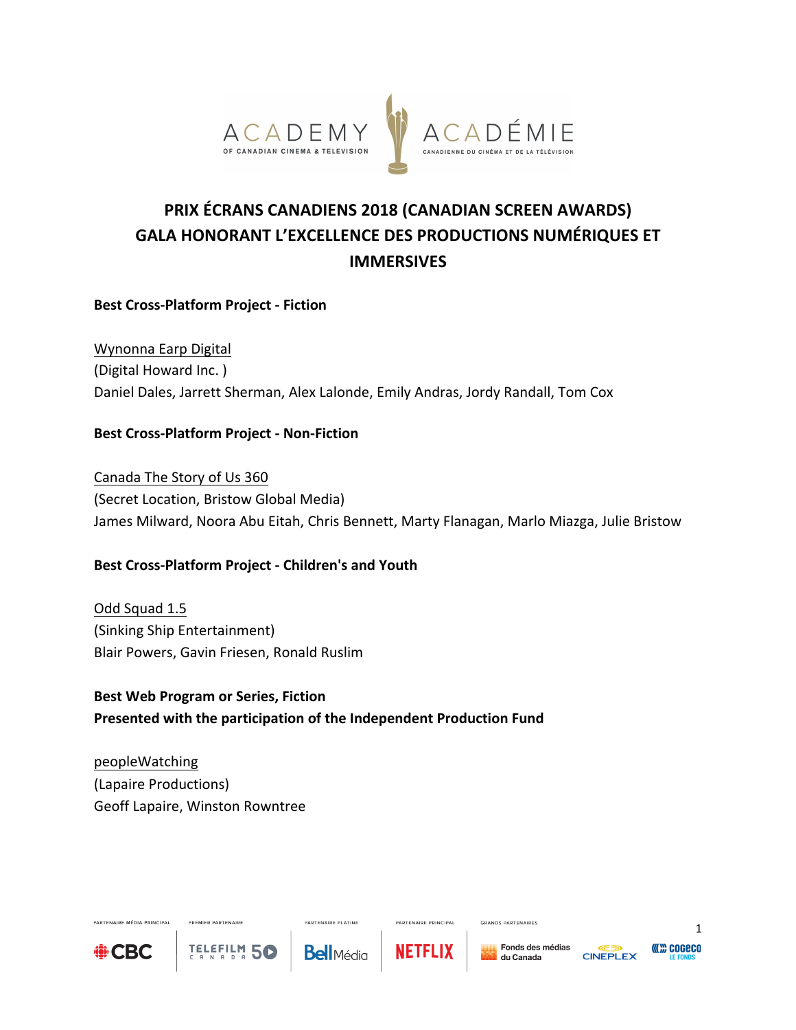# PRIX ÉCRANS CANADIENS 2018 (CANADIAN SCREEN AWARDS) GALA HONORANT L'EXCELLENCE DES PRODUCTIONS NUMÉRIQUES ET IMMERSIVES

**Best Cross-Platform Project - Fiction**

Wynonna Earp Digital
(Digital Howard Inc. )
Daniel Dales, Jarrett Sherman, Alex Lalonde, Emily Andras, Jordy Randall, Tom Cox

**Best Cross-Platform Project - Non-Fiction**

Canada The Story of Us 360
(Secret Location, Bristow Global Media)
James Milward, Noora Abu Eitah, Chris Bennett, Marty Flanagan, Marlo Miazga, Julie Bristow

**Best Cross-Platform Project - Children's and Youth**

Odd Squad 1.5
(Sinking Ship Entertainment)
Blair Powers, Gavin Friesen, Ronald Ruslim

**Best Web Program or Series, Fiction**
**Presented with the participation of the Independent Production Fund**

peopleWatching
(Lapaire Productions)
Geoff Lapaire, Winston Rowntree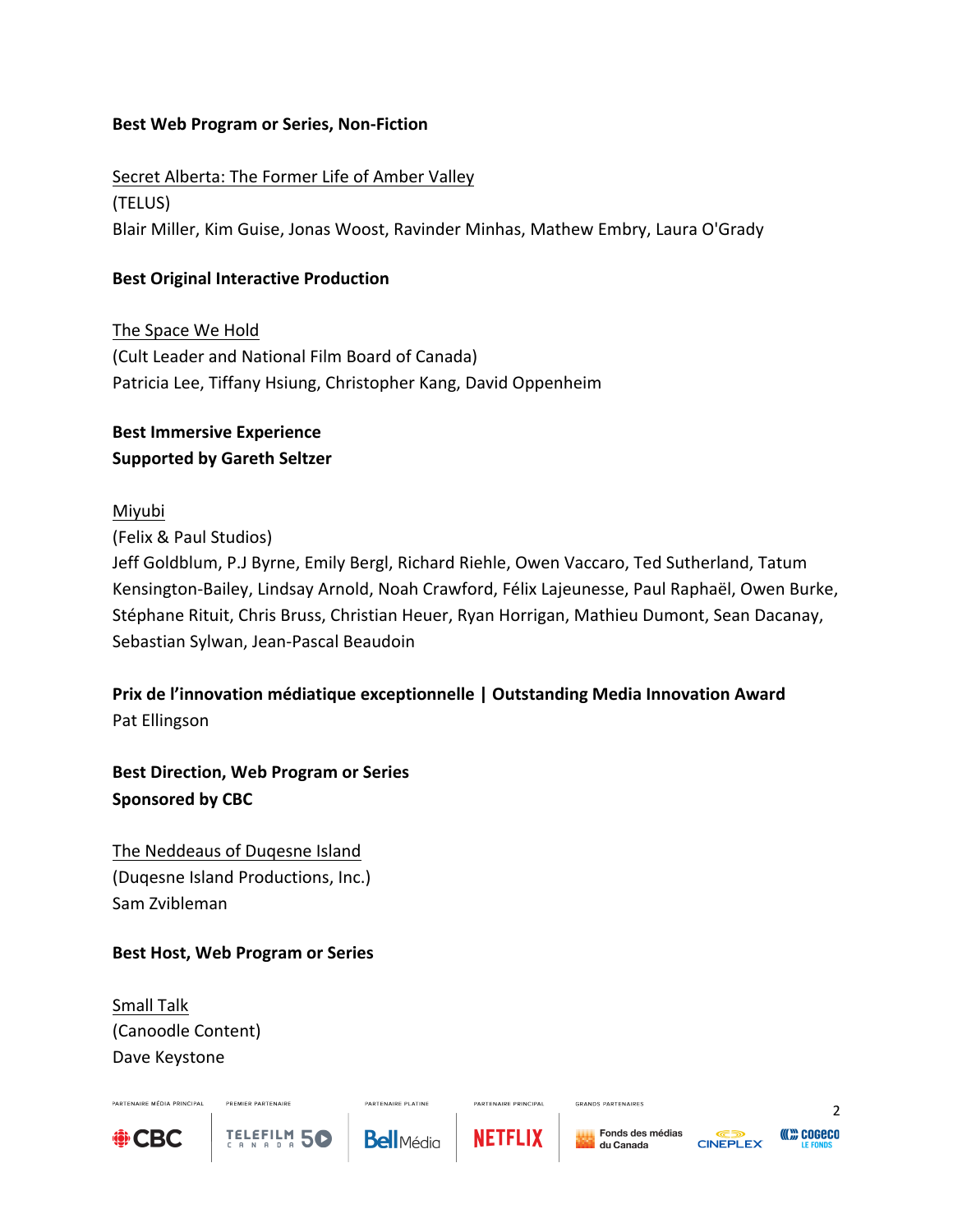**Best Web Program or Series, Non-Fiction**

Secret Alberta: The Former Life of Amber Valley
(TELUS)
Blair Miller, Kim Guise, Jonas Woost, Ravinder Minhas, Mathew Embry, Laura O'Grady

**Best Original Interactive Production**

The Space We Hold
(Cult Leader and National Film Board of Canada)
Patricia Lee, Tiffany Hsiung, Christopher Kang, David Oppenheim

**Best Immersive Experience**
**Supported by Gareth Seltzer**

Miyubi
(Felix & Paul Studios)
Jeff Goldblum, P.J Byrne, Emily Bergl, Richard Riehle, Owen Vaccaro, Ted Sutherland, Tatum Kensington-Bailey, Lindsay Arnold, Noah Crawford, Félix Lajeunesse, Paul Raphaël, Owen Burke, Stéphane Rituit, Chris Bruss, Christian Heuer, Ryan Horrigan, Mathieu Dumont, Sean Dacanay, Sebastian Sylwan, Jean-Pascal Beaudoin

**Prix de l'innovation médiatique exceptionnelle | Outstanding Media Innovation Award**
Pat Ellingson

**Best Direction, Web Program or Series**
**Sponsored by CBC**

The Neddeaus of Duqesne Island
(Duqesne Island Productions, Inc.)
Sam Zvibleman

**Best Host, Web Program or Series**

Small Talk
(Canoodle Content)
Dave Keystone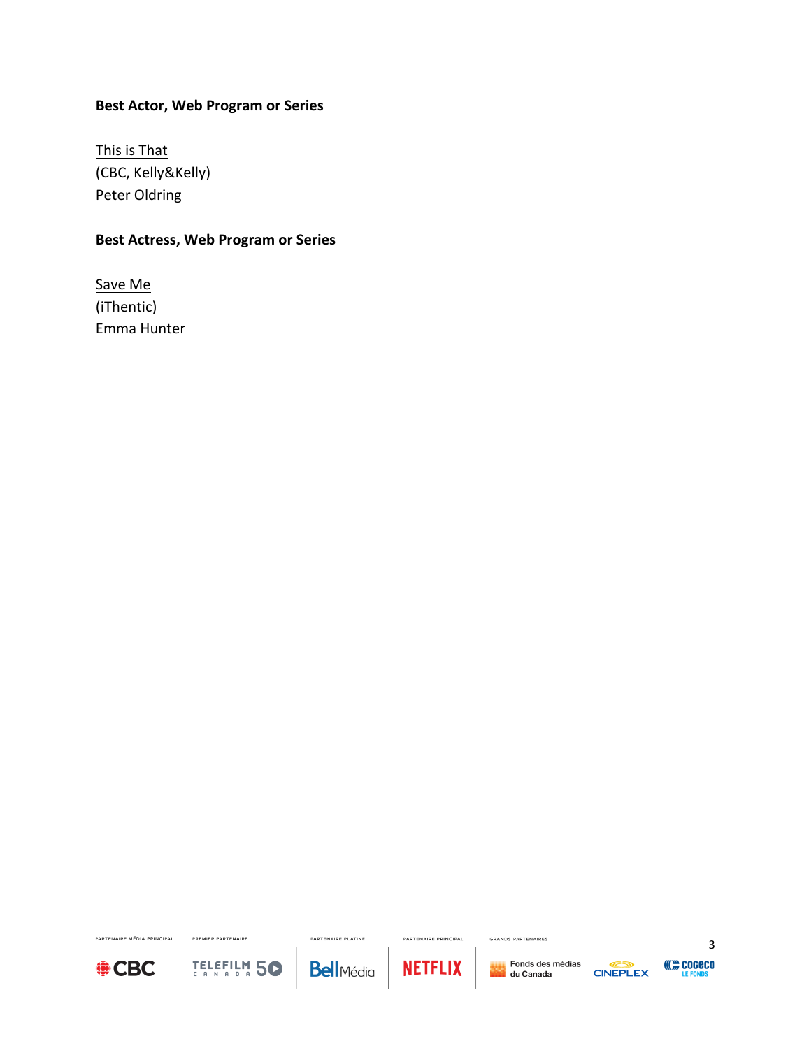**Best Actor, Web Program or Series**

This is That
(CBC, Kelly&Kelly)
Peter Oldring

**Best Actress, Web Program or Series**

Save Me
(iThentic)
Emma Hunter